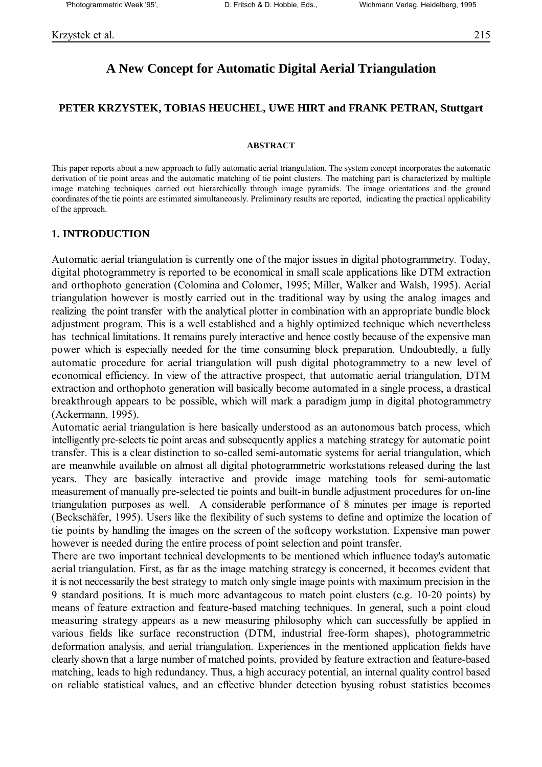# A New Concept for Automatic Digital Aerial Triangulation

**PETER KRZYSTEK, TOBIAS HEUCHEL, UWE HIRT and FRANK PETRAN, Stuttgart**

**ABSTRACT**

This paper reports about a new approach to fully automatic aerial triangulation. The system concept incorporates the automatic derivation of tie point areas and the automatic matching of tie point clusters. The matching part is characterized by multiple image matching techniques carried out hierarchically through image pyramids. The image orientations and the ground coordinates of the tie points are estimated simultaneously. Preliminary results are reported, indicating the practical applicability of the approach.

## 1. INTRODUCTION

Automatic aerial triangulation is currently one of the major issues in digital photogrammetry. Today, digital photogrammetry is reported to be economical in small scale applications like DTM extraction and orthophoto generation (Colomina and Colomer, 1995; Miller, Walker and Walsh, 1995). Aerial triangulation however is mostly carried out in the traditional way by using the analog images and realizing the point transfer with the analytical plotter in combination with an appropriate bundle block adjustment program. This is a well established and a highly optimized technique which nevertheless has technical limitations. It remains purely interactive and hence costly because of the expensive man power which is especially needed for the time consuming block preparation. Undoubtedly, a fully automatic procedure for aerial triangulation will push digital photogrammetry to a new level of economical efficiency. In view of the attractive prospect, that automatic aerial triangulation, DTM extraction and orthophoto generation will basically become automated in a single process, a drastical breakthrough appears to be possible, which will mark a paradigm jump in digital photogrammetry (Ackermann, 1995).

Automatic aerial triangulation is here basically understood as an autonomous batch process, which intelligently pre-selects tie point areas and subsequently applies a matching strategy for automatic point transfer. This is a clear distinction to so-called semi-automatic systems for aerial triangulation, which are meanwhile available on almost all digital photogrammetric workstations released during the last years. They are basically interactive and provide image matching tools for semi-automatic measurement of manually pre-selected tie points and built-in bundle adjustment procedures for on-line triangulation purposes as well. A considerable performance of 8 minutes per image is reported (Beckschäfer, 1995). Users like the flexibility of such systems to define and optimize the location of tie points by handling the images on the screen of the softcopy workstation. Expensive man power however is needed during the entire process of point selection and point transfer.

There are two important technical developments to be mentioned which influence today's automatic aerial triangulation. First, as far as the image matching strategy is concerned, it becomes evident that it is not neccessarily the best strategy to match only single image points with maximum precision in the 9 standard positions. It is much more advantageous to match point clusters (e.g. 10-20 points) by means of feature extraction and feature-based matching techniques. In general, such a point cloud measuring strategy appears as a new measuring philosophy which can successfully be applied in various fields like surface reconstruction (DTM, industrial free-form shapes), photogrammetric deformation analysis, and aerial triangulation. Experiences in the mentioned application fields have clearly shown that a large number of matched points, provided by feature extraction and feature-based matching, leads to high redundancy. Thus, a high accuracy potential, an internal quality control based on reliable statistical values, and an effective blunder detection byusing robust statistics becomes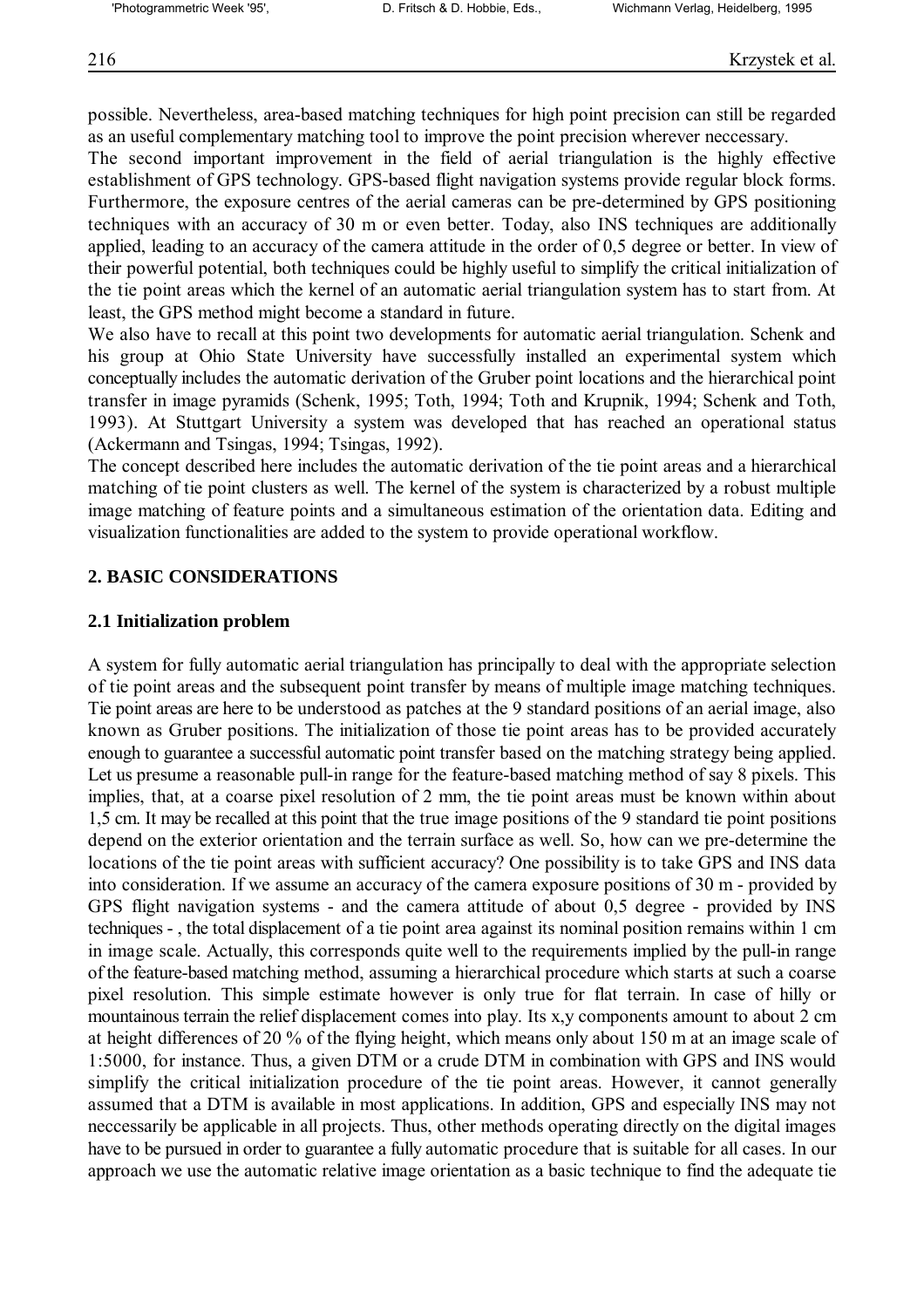possible. Nevertheless, area-based matching techniques for high point precision can still be regarded as an useful complementary matching tool to improve the point precision wherever neccessary.

The second important improvement in the field of aerial triangulation is the highly effective establishment of GPS technology. GPS-based flight navigation systems provide regular block forms. Furthermore, the exposure centres of the aerial cameras can be pre-determined by GPS positioning techniques with an accuracy of 30 m or even better. Today, also INS techniques are additionally applied, leading to an accuracy of the camera attitude in the order of 0,5 degree or better. In view of their powerful potential, both techniques could be highly useful to simplify the critical initialization of the tie point areas which the kernel of an automatic aerial triangulation system has to start from. At least, the GPS method might become a standard in future.

We also have to recall at this point two developments for automatic aerial triangulation. Schenk and his group at Ohio State University have successfully installed an experimental system which conceptually includes the automatic derivation of the Gruber point locations and the hierarchical point transfer in image pyramids (Schenk, 1995; Toth, 1994; Toth and Krupnik, 1994; Schenk and Toth, 1993). At Stuttgart University a system was developed that has reached an operational status (Ackermann and Tsingas, 1994; Tsingas, 1992).

The concept described here includes the automatic derivation of the tie point areas and a hierarchical matching of tie point clusters as well. The kernel of the system is characterized by a robust multiple image matching of feature points and a simultaneous estimation of the orientation data. Editing and visualization functionalities are added to the system to provide operational workflow.

## 2. BASIC CONSIDERATIONS

### 2.1 Initialization problem

A system for fully automatic aerial triangulation has principally to deal with the appropriate selection of tie point areas and the subsequent point transfer by means of multiple image matching techniques. Tie point areas are here to be understood as patches at the 9 standard positions of an aerial image, also known as Gruber positions. The initialization of those tie point areas has to be provided accurately enough to guarantee a successful automatic point transfer based on the matching strategy being applied. Let us presume a reasonable pull-in range for the feature-based matching method of say 8 pixels. This implies, that, at a coarse pixel resolution of 2 mm, the tie point areas must be known within about 1,5 cm. It may be recalled at this point that the true image positions of the 9 standard tie point positions depend on the exterior orientation and the terrain surface as well. So, how can we pre-determine the locations of the tie point areas with sufficient accuracy? One possibility is to take GPS and INS data into consideration. If we assume an accuracy of the camera exposure positions of 30 m - provided by GPS flight navigation systems - and the camera attitude of about 0,5 degree - provided by INS techniques - , the total displacement of a tie point area against its nominal position remains within 1 cm in image scale. Actually, this corresponds quite well to the requirements implied by the pull-in range of the feature-based matching method, assuming a hierarchical procedure which starts at such a coarse pixel resolution. This simple estimate however is only true for flat terrain. In case of hilly or mountainous terrain the relief displacement comes into play. Its x,y components amount to about 2 cm at height differences of 20 % of the flying height, which means only about 150 m at an image scale of 1:5000, for instance. Thus, a given DTM or a crude DTM in combination with GPS and INS would simplify the critical initialization procedure of the tie point areas. However, it cannot generally assumed that a DTM is available in most applications. In addition, GPS and especially INS may not neccessarily be applicable in all projects. Thus, other methods operating directly on the digital images have to be pursued in order to guarantee a fully automatic procedure that is suitable for all cases. In our approach we use the automatic relative image orientation as a basic technique to find the adequate tie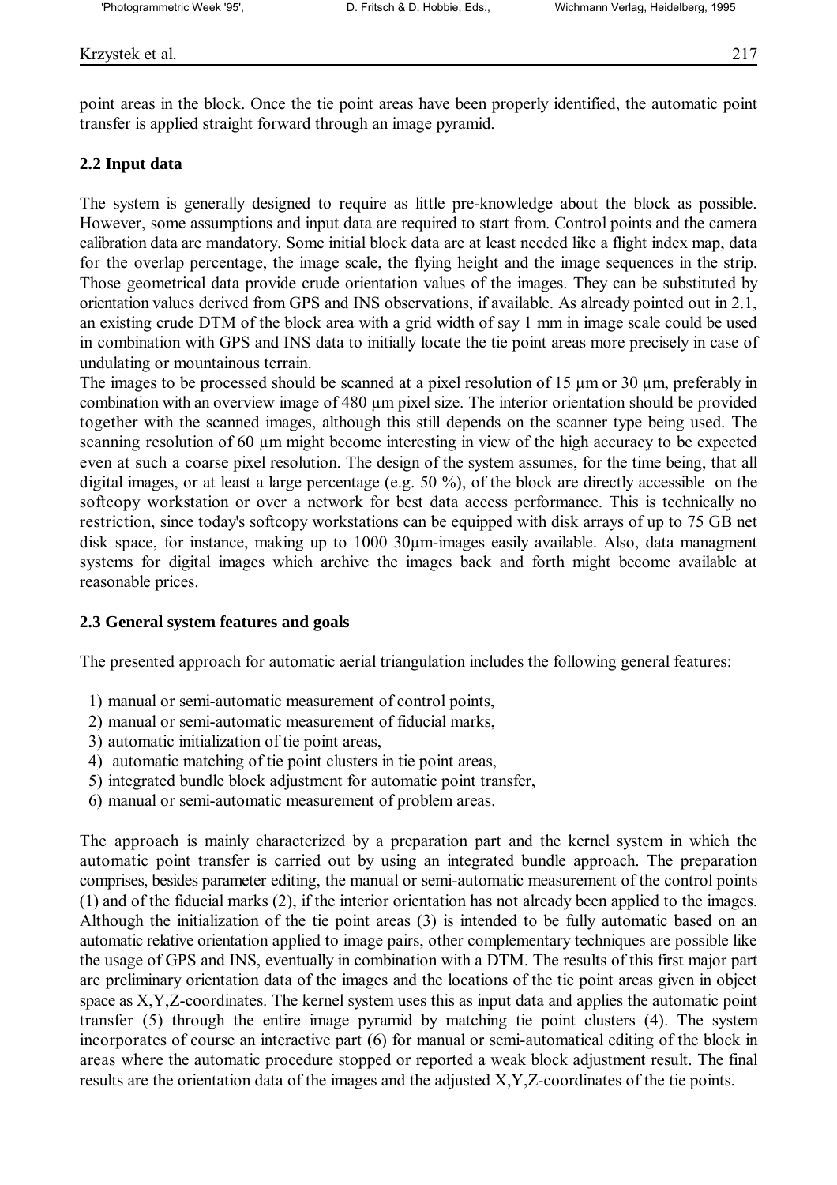point areas in the block. Once the tie point areas have been properly identified, the automatic point transfer is applied straight forward through an image pyramid.

## 2.2 Input data

The system is generally designed to require as little pre-knowledge about the block as possible. However, some assumptions and input data are required to start from. Control points and the camera calibration data are mandatory. Some initial block data are at least needed like a flight index map, data for the overlap percentage, the image scale, the flying height and the image sequences in the strip. Those geometrical data provide crude orientation values of the images. They can be substituted by orientation values derived from GPS and INS observations, if available. As already pointed out in 2.1, an existing crude DTM of the block area with a grid width of say 1 mm in image scale could be used in combination with GPS and INS data to initially locate the tie point areas more precisely in case of undulating or mountainous terrain.

The images to be processed should be scanned at a pixel resolution of 15 µm or 30 µm, preferably in combination with an overview image of 480 µm pixel size. The interior orientation should be provided together with the scanned images, although this still depends on the scanner type being used. The scanning resolution of 60 µm might become interesting in view of the high accuracy to be expected even at such a coarse pixel resolution. The design of the system assumes, for the time being, that all digital images, or at least a large percentage (e.g. 50 %), of the block are directly accessible on the softcopy workstation or over a network for best data access performance. This is technically no restriction, since today's softcopy workstations can be equipped with disk arrays of up to 75 GB net disk space, for instance, making up to 1000 30µm-images easily available. Also, data managment systems for digital images which archive the images back and forth might become available at reasonable prices.

## 2.3 General system features and goals

The presented approach for automatic aerial triangulation includes the following general features:

1) manual or semi-automatic measurement of control points,
2) manual or semi-automatic measurement of fiducial marks,
3) automatic initialization of tie point areas,
4) automatic matching of tie point clusters in tie point areas,
5) integrated bundle block adjustment for automatic point transfer,
6) manual or semi-automatic measurement of problem areas.

The approach is mainly characterized by a preparation part and the kernel system in which the automatic point transfer is carried out by using an integrated bundle approach. The preparation comprises, besides parameter editing, the manual or semi-automatic measurement of the control points (1) and of the fiducial marks (2), if the interior orientation has not already been applied to the images. Although the initialization of the tie point areas (3) is intended to be fully automatic based on an automatic relative orientation applied to image pairs, other complementary techniques are possible like the usage of GPS and INS, eventually in combination with a DTM. The results of this first major part are preliminary orientation data of the images and the locations of the tie point areas given in object space as X,Y,Z-coordinates. The kernel system uses this as input data and applies the automatic point transfer (5) through the entire image pyramid by matching tie point clusters (4). The system incorporates of course an interactive part (6) for manual or semi-automatical editing of the block in areas where the automatic procedure stopped or reported a weak block adjustment result. The final results are the orientation data of the images and the adjusted X,Y,Z-coordinates of the tie points.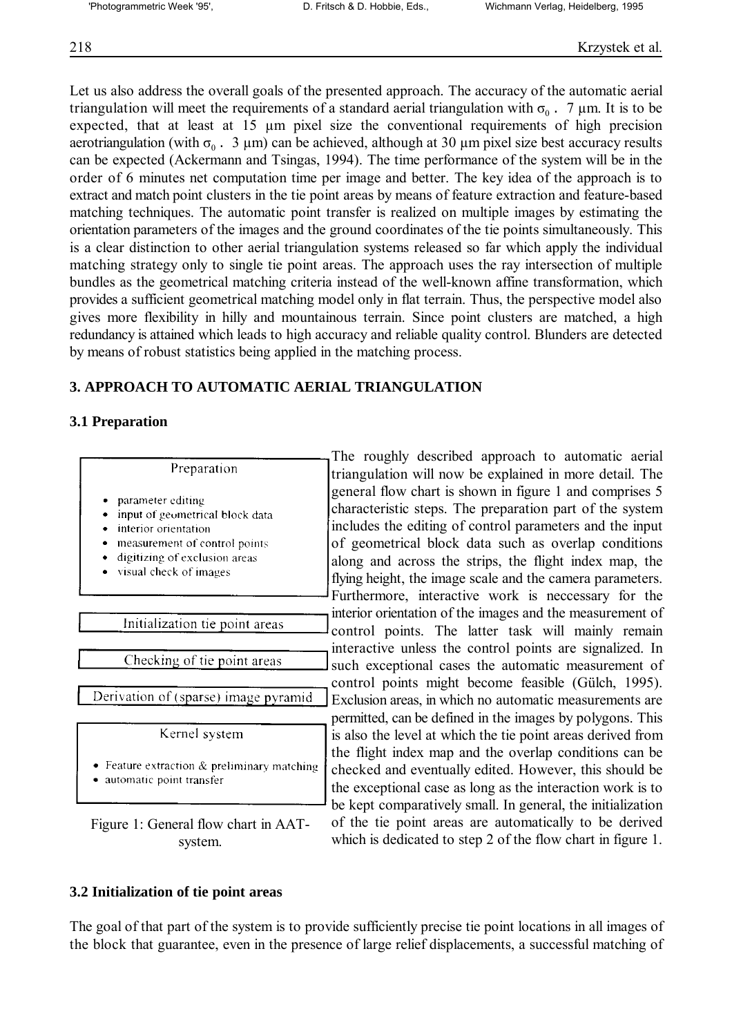Let us also address the overall goals of the presented approach. The accuracy of the automatic aerial triangulation will meet the requirements of a standard aerial triangulation with $\sigma_0$ . 7 µm. It is to be expected, that at least at 15 µm pixel size the conventional requirements of high precision aerotriangulation (with $\sigma_0$ . 3 µm) can be achieved, although at 30 µm pixel size best accuracy results can be expected (Ackermann and Tsingas, 1994). The time performance of the system will be in the order of 6 minutes net computation time per image and better. The key idea of the approach is to extract and match point clusters in the tie point areas by means of feature extraction and feature-based matching techniques. The automatic point transfer is realized on multiple images by estimating the orientation parameters of the images and the ground coordinates of the tie points simultaneously. This is a clear distinction to other aerial triangulation systems released so far which apply the individual matching strategy only to single tie point areas. The approach uses the ray intersection of multiple bundles as the geometrical matching criteria instead of the well-known affine transformation, which provides a sufficient geometrical matching model only in flat terrain. Thus, the perspective model also gives more flexibility in hilly and mountainous terrain. Since point clusters are matched, a high redundancy is attained which leads to high accuracy and reliable quality control. Blunders are detected by means of robust statistics being applied in the matching process.

## 3. APPROACH TO AUTOMATIC AERIAL TRIANGULATION

### 3.1 Preparation

**Preparation**

- parameter editing
- input of geometrical block data
- interior orientation
- measurement of control points
- digitizing of exclusion areas
- visual check of images

**Initialization tie point areas**

**Checking of tie point areas**

**Derivation of (sparse) image pyramid**

**Kernel system**

- Feature extraction & preliminary matching
- automatic point transfer

Figure 1: General flow chart in AAT-system.

The roughly described approach to automatic aerial triangulation will now be explained in more detail. The general flow chart is shown in figure 1 and comprises 5 characteristic steps. The preparation part of the system includes the editing of control parameters and the input of geometrical block data such as overlap conditions along and across the strips, the flight index map, the flying height, the image scale and the camera parameters. Furthermore, interactive work is neccessary for the interior orientation of the images and the measurement of control points. The latter task will mainly remain interactive unless the control points are signalized. In such exceptional cases the automatic measurement of control points might become feasible (Gülch, 1995). Exclusion areas, in which no automatic measurements are permitted, can be defined in the images by polygons. This is also the level at which the tie point areas derived from the flight index map and the overlap conditions can be checked and eventually edited. However, this should be the exceptional case as long as the interaction work is to be kept comparatively small. In general, the initialization of the tie point areas are automatically to be derived which is dedicated to step 2 of the flow chart in figure 1.

### 3.2 Initialization of tie point areas

The goal of that part of the system is to provide sufficiently precise tie point locations in all images of the block that guarantee, even in the presence of large relief displacements, a successful matching of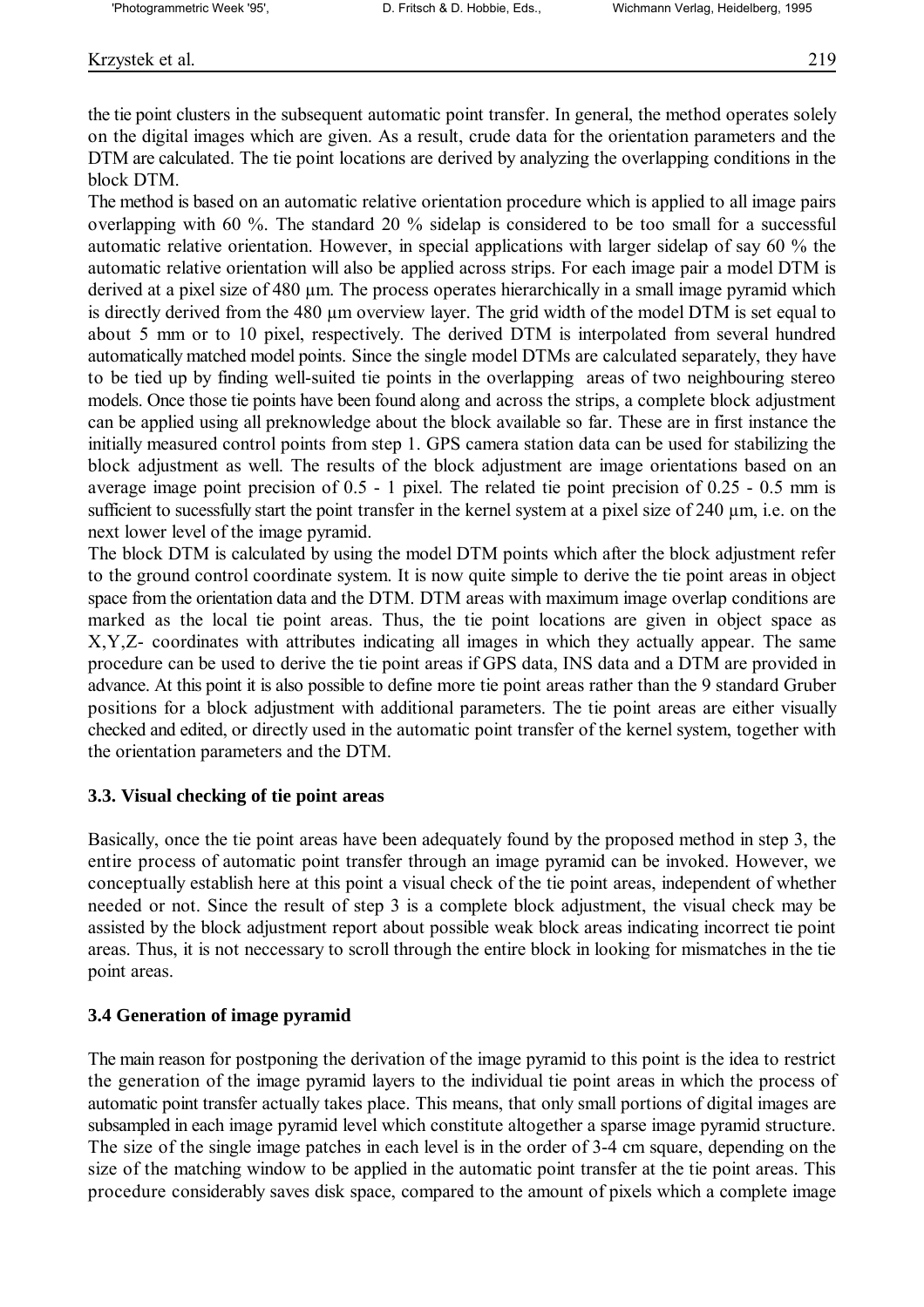the tie point clusters in the subsequent automatic point transfer. In general, the method operates solely on the digital images which are given. As a result, crude data for the orientation parameters and the DTM are calculated. The tie point locations are derived by analyzing the overlapping conditions in the block DTM.

The method is based on an automatic relative orientation procedure which is applied to all image pairs overlapping with 60 %. The standard 20 % sidelap is considered to be too small for a successful automatic relative orientation. However, in special applications with larger sidelap of say 60 % the automatic relative orientation will also be applied across strips. For each image pair a model DTM is derived at a pixel size of 480 µm. The process operates hierarchically in a small image pyramid which is directly derived from the 480 µm overview layer. The grid width of the model DTM is set equal to about 5 mm or to 10 pixel, respectively. The derived DTM is interpolated from several hundred automatically matched model points. Since the single model DTMs are calculated separately, they have to be tied up by finding well-suited tie points in the overlapping areas of two neighbouring stereo models. Once those tie points have been found along and across the strips, a complete block adjustment can be applied using all preknowledge about the block available so far. These are in first instance the initially measured control points from step 1. GPS camera station data can be used for stabilizing the block adjustment as well. The results of the block adjustment are image orientations based on an average image point precision of 0.5 - 1 pixel. The related tie point precision of 0.25 - 0.5 mm is sufficient to sucessfully start the point transfer in the kernel system at a pixel size of 240 µm, i.e. on the next lower level of the image pyramid.

The block DTM is calculated by using the model DTM points which after the block adjustment refer to the ground control coordinate system. It is now quite simple to derive the tie point areas in object space from the orientation data and the DTM. DTM areas with maximum image overlap conditions are marked as the local tie point areas. Thus, the tie point locations are given in object space as X,Y,Z- coordinates with attributes indicating all images in which they actually appear. The same procedure can be used to derive the tie point areas if GPS data, INS data and a DTM are provided in advance. At this point it is also possible to define more tie point areas rather than the 9 standard Gruber positions for a block adjustment with additional parameters. The tie point areas are either visually checked and edited, or directly used in the automatic point transfer of the kernel system, together with the orientation parameters and the DTM.

### 3.3. Visual checking of tie point areas

Basically, once the tie point areas have been adequately found by the proposed method in step 3, the entire process of automatic point transfer through an image pyramid can be invoked. However, we conceptually establish here at this point a visual check of the tie point areas, independent of whether needed or not. Since the result of step 3 is a complete block adjustment, the visual check may be assisted by the block adjustment report about possible weak block areas indicating incorrect tie point areas. Thus, it is not neccessary to scroll through the entire block in looking for mismatches in the tie point areas.

### 3.4 Generation of image pyramid

The main reason for postponing the derivation of the image pyramid to this point is the idea to restrict the generation of the image pyramid layers to the individual tie point areas in which the process of automatic point transfer actually takes place. This means, that only small portions of digital images are subsampled in each image pyramid level which constitute altogether a sparse image pyramid structure. The size of the single image patches in each level is in the order of 3-4 cm square, depending on the size of the matching window to be applied in the automatic point transfer at the tie point areas. This procedure considerably saves disk space, compared to the amount of pixels which a complete image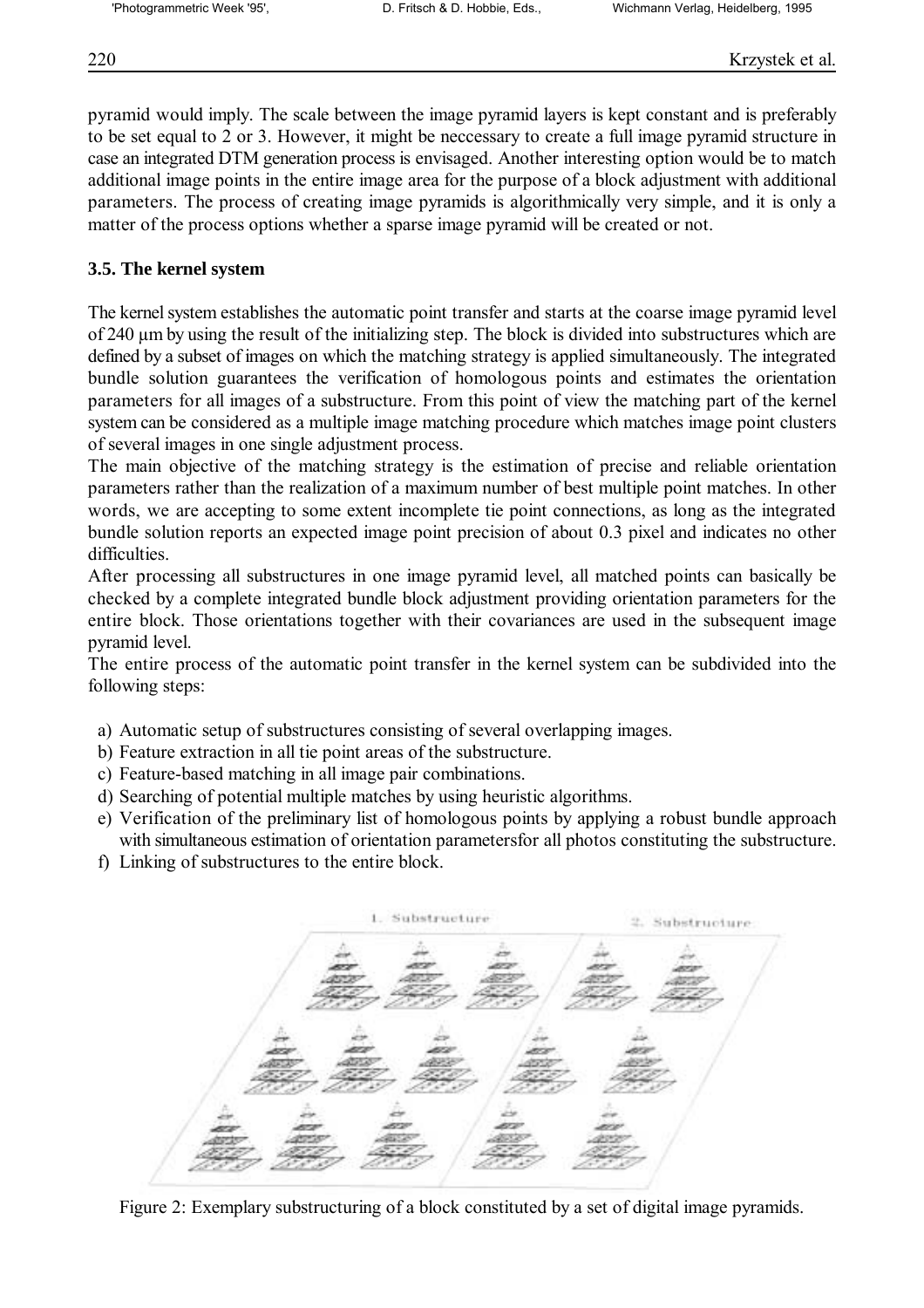pyramid would imply. The scale between the image pyramid layers is kept constant and is preferably to be set equal to 2 or 3. However, it might be neccessary to create a full image pyramid structure in case an integrated DTM generation process is envisaged. Another interesting option would be to match additional image points in the entire image area for the purpose of a block adjustment with additional parameters. The process of creating image pyramids is algorithmically very simple, and it is only a matter of the process options whether a sparse image pyramid will be created or not.

### 3.5. The kernel system

The kernel system establishes the automatic point transfer and starts at the coarse image pyramid level of 240 μm by using the result of the initializing step. The block is divided into substructures which are defined by a subset of images on which the matching strategy is applied simultaneously. The integrated bundle solution guarantees the verification of homologous points and estimates the orientation parameters for all images of a substructure. From this point of view the matching part of the kernel system can be considered as a multiple image matching procedure which matches image point clusters of several images in one single adjustment process.

The main objective of the matching strategy is the estimation of precise and reliable orientation parameters rather than the realization of a maximum number of best multiple point matches. In other words, we are accepting to some extent incomplete tie point connections, as long as the integrated bundle solution reports an expected image point precision of about 0.3 pixel and indicates no other difficulties.

After processing all substructures in one image pyramid level, all matched points can basically be checked by a complete integrated bundle block adjustment providing orientation parameters for the entire block. Those orientations together with their covariances are used in the subsequent image pyramid level.

The entire process of the automatic point transfer in the kernel system can be subdivided into the following steps:

a) Automatic setup of substructures consisting of several overlapping images.
b) Feature extraction in all tie point areas of the substructure.
c) Feature-based matching in all image pair combinations.
d) Searching of potential multiple matches by using heuristic algorithms.
e) Verification of the preliminary list of homologous points by applying a robust bundle approach with simultaneous estimation of orientation parametersfor all photos constituting the substructure.
f) Linking of substructures to the entire block.

Figure 2: Exemplary substructuring of a block constituted by a set of digital image pyramids.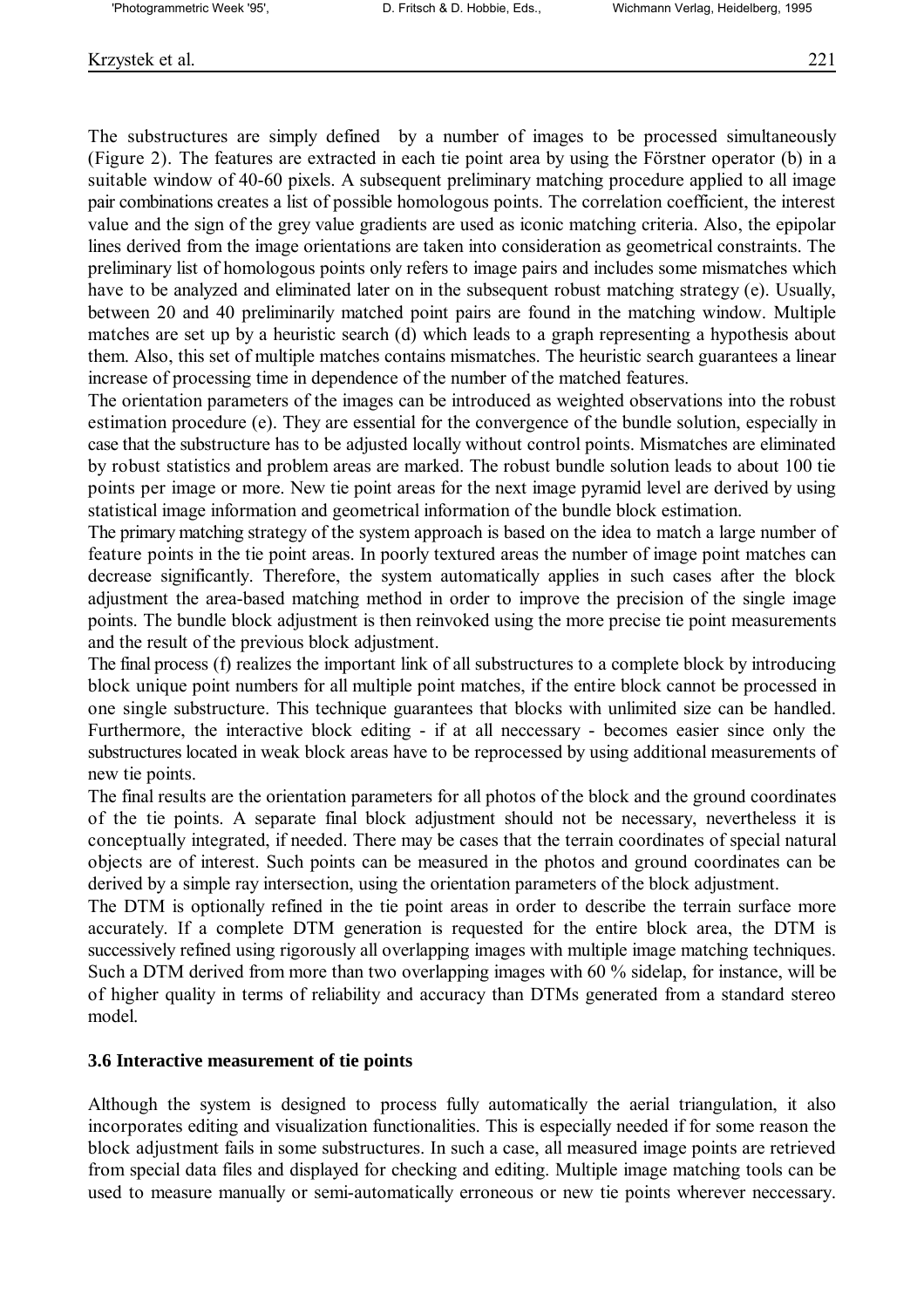The substructures are simply defined by a number of images to be processed simultaneously (Figure 2). The features are extracted in each tie point area by using the Förstner operator (b) in a suitable window of 40-60 pixels. A subsequent preliminary matching procedure applied to all image pair combinations creates a list of possible homologous points. The correlation coefficient, the interest value and the sign of the grey value gradients are used as iconic matching criteria. Also, the epipolar lines derived from the image orientations are taken into consideration as geometrical constraints. The preliminary list of homologous points only refers to image pairs and includes some mismatches which have to be analyzed and eliminated later on in the subsequent robust matching strategy (e). Usually, between 20 and 40 preliminarily matched point pairs are found in the matching window. Multiple matches are set up by a heuristic search (d) which leads to a graph representing a hypothesis about them. Also, this set of multiple matches contains mismatches. The heuristic search guarantees a linear increase of processing time in dependence of the number of the matched features.

The orientation parameters of the images can be introduced as weighted observations into the robust estimation procedure (e). They are essential for the convergence of the bundle solution, especially in case that the substructure has to be adjusted locally without control points. Mismatches are eliminated by robust statistics and problem areas are marked. The robust bundle solution leads to about 100 tie points per image or more. New tie point areas for the next image pyramid level are derived by using statistical image information and geometrical information of the bundle block estimation.

The primary matching strategy of the system approach is based on the idea to match a large number of feature points in the tie point areas. In poorly textured areas the number of image point matches can decrease significantly. Therefore, the system automatically applies in such cases after the block adjustment the area-based matching method in order to improve the precision of the single image points. The bundle block adjustment is then reinvoked using the more precise tie point measurements and the result of the previous block adjustment.

The final process (f) realizes the important link of all substructures to a complete block by introducing block unique point numbers for all multiple point matches, if the entire block cannot be processed in one single substructure. This technique guarantees that blocks with unlimited size can be handled. Furthermore, the interactive block editing - if at all neccessary - becomes easier since only the substructures located in weak block areas have to be reprocessed by using additional measurements of new tie points.

The final results are the orientation parameters for all photos of the block and the ground coordinates of the tie points. A separate final block adjustment should not be necessary, nevertheless it is conceptually integrated, if needed. There may be cases that the terrain coordinates of special natural objects are of interest. Such points can be measured in the photos and ground coordinates can be derived by a simple ray intersection, using the orientation parameters of the block adjustment.

The DTM is optionally refined in the tie point areas in order to describe the terrain surface more accurately. If a complete DTM generation is requested for the entire block area, the DTM is successively refined using rigorously all overlapping images with multiple image matching techniques. Such a DTM derived from more than two overlapping images with 60 % sidelap, for instance, will be of higher quality in terms of reliability and accuracy than DTMs generated from a standard stereo model.

### 3.6 Interactive measurement of tie points

Although the system is designed to process fully automatically the aerial triangulation, it also incorporates editing and visualization functionalities. This is especially needed if for some reason the block adjustment fails in some substructures. In such a case, all measured image points are retrieved from special data files and displayed for checking and editing. Multiple image matching tools can be used to measure manually or semi-automatically erroneous or new tie points wherever neccessary.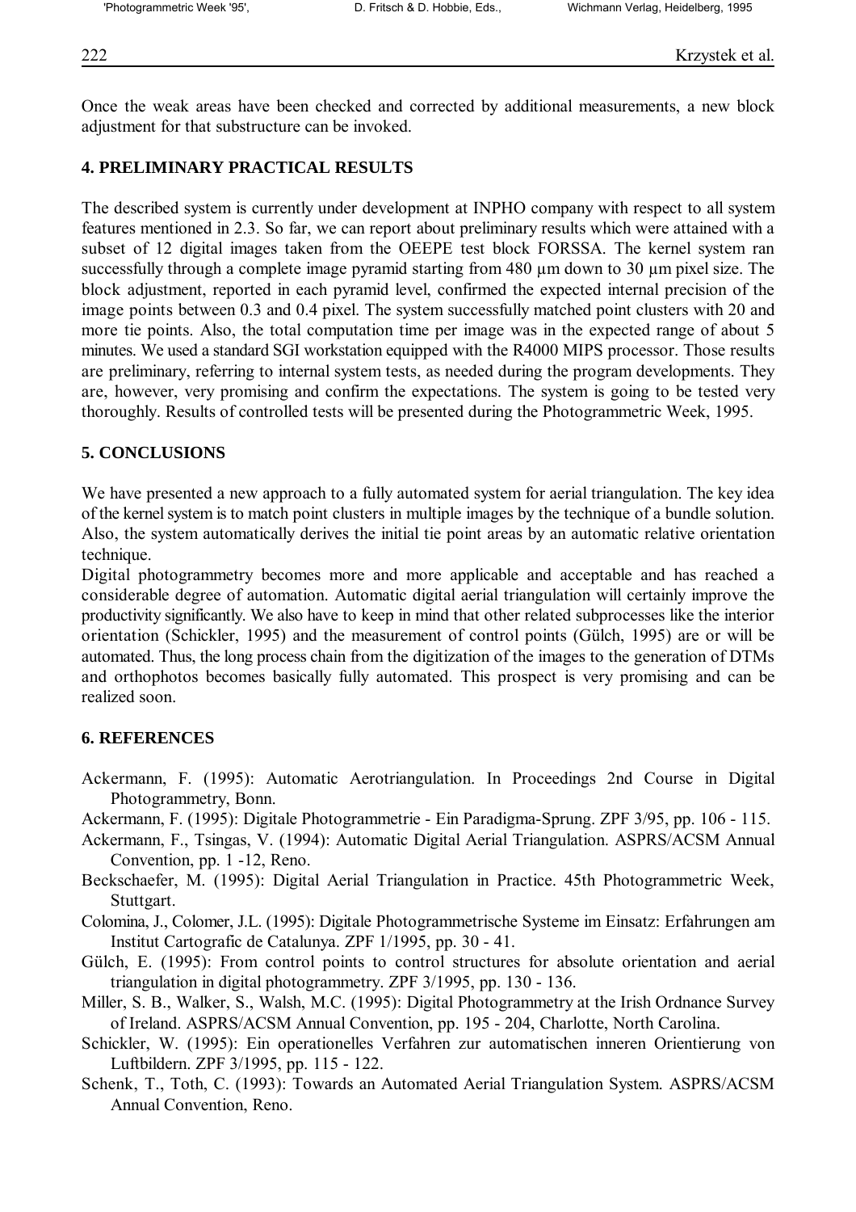Once the weak areas have been checked and corrected by additional measurements, a new block adjustment for that substructure can be invoked.

## 4. PRELIMINARY PRACTICAL RESULTS

The described system is currently under development at INPHO company with respect to all system features mentioned in 2.3. So far, we can report about preliminary results which were attained with a subset of 12 digital images taken from the OEEPE test block FORSSA. The kernel system ran successfully through a complete image pyramid starting from 480 µm down to 30 µm pixel size. The block adjustment, reported in each pyramid level, confirmed the expected internal precision of the image points between 0.3 and 0.4 pixel. The system successfully matched point clusters with 20 and more tie points. Also, the total computation time per image was in the expected range of about 5 minutes. We used a standard SGI workstation equipped with the R4000 MIPS processor. Those results are preliminary, referring to internal system tests, as needed during the program developments. They are, however, very promising and confirm the expectations. The system is going to be tested very thoroughly. Results of controlled tests will be presented during the Photogrammetric Week, 1995.

## 5. CONCLUSIONS

We have presented a new approach to a fully automated system for aerial triangulation. The key idea of the kernel system is to match point clusters in multiple images by the technique of a bundle solution. Also, the system automatically derives the initial tie point areas by an automatic relative orientation technique.

Digital photogrammetry becomes more and more applicable and acceptable and has reached a considerable degree of automation. Automatic digital aerial triangulation will certainly improve the productivity significantly. We also have to keep in mind that other related subprocesses like the interior orientation (Schickler, 1995) and the measurement of control points (Gülch, 1995) are or will be automated. Thus, the long process chain from the digitization of the images to the generation of DTMs and orthophotos becomes basically fully automated. This prospect is very promising and can be realized soon.

## 6. REFERENCES

Ackermann, F. (1995): Automatic Aerotriangulation. In Proceedings 2nd Course in Digital Photogrammetry, Bonn.

Ackermann, F. (1995): Digitale Photogrammetrie - Ein Paradigma-Sprung. ZPF 3/95, pp. 106 - 115.

Ackermann, F., Tsingas, V. (1994): Automatic Digital Aerial Triangulation. ASPRS/ACSM Annual Convention, pp. 1 -12, Reno.

Beckschaefer, M. (1995): Digital Aerial Triangulation in Practice. 45th Photogrammetric Week, Stuttgart.

Colomina, J., Colomer, J.L. (1995): Digitale Photogrammetrische Systeme im Einsatz: Erfahrungen am Institut Cartografic de Catalunya. ZPF 1/1995, pp. 30 - 41.

Gülch, E. (1995): From control points to control structures for absolute orientation and aerial triangulation in digital photogrammetry. ZPF 3/1995, pp. 130 - 136.

Miller, S. B., Walker, S., Walsh, M.C. (1995): Digital Photogrammetry at the Irish Ordnance Survey of Ireland. ASPRS/ACSM Annual Convention, pp. 195 - 204, Charlotte, North Carolina.

Schickler, W. (1995): Ein operationelles Verfahren zur automatischen inneren Orientierung von Luftbildern. ZPF 3/1995, pp. 115 - 122.

Schenk, T., Toth, C. (1993): Towards an Automated Aerial Triangulation System. ASPRS/ACSM Annual Convention, Reno.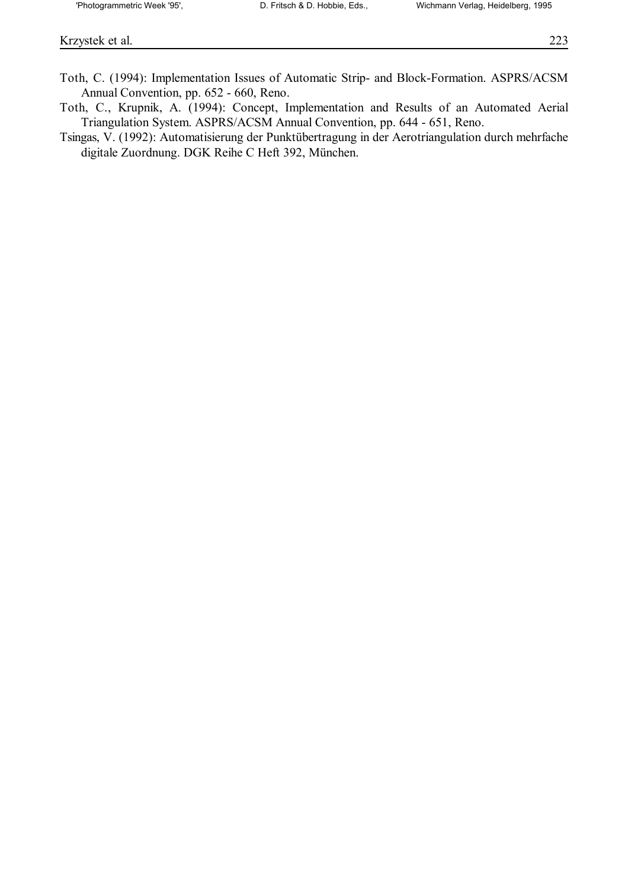Toth, C. (1994): Implementation Issues of Automatic Strip- and Block-Formation. ASPRS/ACSM Annual Convention, pp. 652 - 660, Reno.

Toth, C., Krupnik, A. (1994): Concept, Implementation and Results of an Automated Aerial Triangulation System. ASPRS/ACSM Annual Convention, pp. 644 - 651, Reno.

Tsingas, V. (1992): Automatisierung der Punktübertragung in der Aerotriangulation durch mehrfache digitale Zuordnung. DGK Reihe C Heft 392, München.